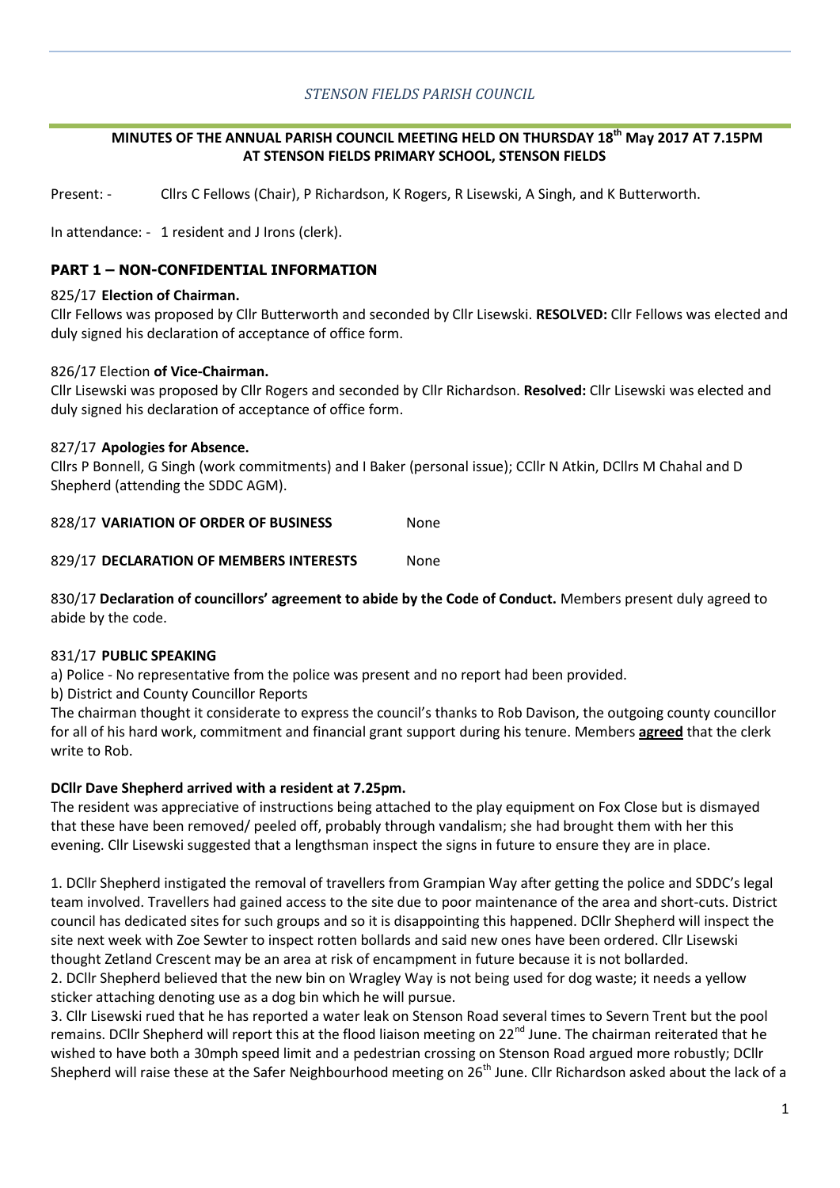*STENSON FIELDS PARISH COUNCIL*

**MINUTES OF THE ANNUAL PARISH COUNCIL MEETING HELD ON THURSDAY 18th May 2017 AT 7.15PM AT STENSON FIELDS PRIMARY SCHOOL, STENSON FIELDS**

Present: - Cllrs C Fellows (Chair), P Richardson, K Rogers, R Lisewski, A Singh, and K Butterworth.

In attendance: - 1 resident and J Irons (clerk).

## PART 1 – NON-CONFIDENTIAL INFORMATION

825/17 **Election of Chairman.**
Cllr Fellows was proposed by Cllr Butterworth and seconded by Cllr Lisewski. **RESOLVED:** Cllr Fellows was elected and duly signed his declaration of acceptance of office form.

826/17 Election **of Vice-Chairman.**
Cllr Lisewski was proposed by Cllr Rogers and seconded by Cllr Richardson. **Resolved:** Cllr Lisewski was elected and duly signed his declaration of acceptance of office form.

827/17 **Apologies for Absence.**
Cllrs P Bonnell, G Singh (work commitments) and I Baker (personal issue); CCllr N Atkin, DCllrs M Chahal and D Shepherd (attending the SDDC AGM).

828/17 **VARIATION OF ORDER OF BUSINESS** None

829/17 **DECLARATION OF MEMBERS INTERESTS** None

830/17 **Declaration of councillors' agreement to abide by the Code of Conduct.** Members present duly agreed to abide by the code.

831/17 **PUBLIC SPEAKING**
a) Police - No representative from the police was present and no report had been provided.
b) District and County Councillor Reports
The chairman thought it considerate to express the council's thanks to Rob Davison, the outgoing county councillor for all of his hard work, commitment and financial grant support during his tenure. Members **agreed** that the clerk write to Rob.

**DCllr Dave Shepherd arrived with a resident at 7.25pm.**
The resident was appreciative of instructions being attached to the play equipment on Fox Close but is dismayed that these have been removed/ peeled off, probably through vandalism; she had brought them with her this evening. Cllr Lisewski suggested that a lengthsman inspect the signs in future to ensure they are in place.

1. DCllr Shepherd instigated the removal of travellers from Grampian Way after getting the police and SDDC's legal team involved. Travellers had gained access to the site due to poor maintenance of the area and short-cuts. District council has dedicated sites for such groups and so it is disappointing this happened. DCllr Shepherd will inspect the site next week with Zoe Sewter to inspect rotten bollards and said new ones have been ordered. Cllr Lisewski thought Zetland Crescent may be an area at risk of encampment in future because it is not bollarded.
2. DCllr Shepherd believed that the new bin on Wragley Way is not being used for dog waste; it needs a yellow sticker attaching denoting use as a dog bin which he will pursue.
3. Cllr Lisewski rued that he has reported a water leak on Stenson Road several times to Severn Trent but the pool remains. DCllr Shepherd will report this at the flood liaison meeting on 22nd June. The chairman reiterated that he wished to have both a 30mph speed limit and a pedestrian crossing on Stenson Road argued more robustly; DCllr Shepherd will raise these at the Safer Neighbourhood meeting on 26th June. Cllr Richardson asked about the lack of a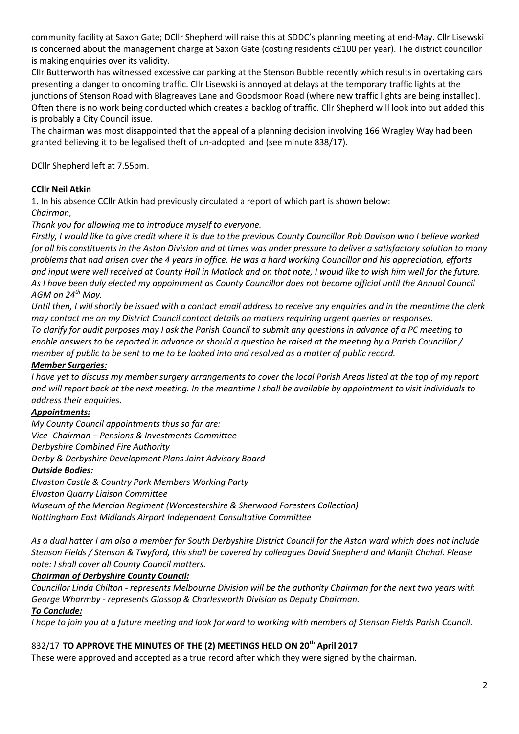community facility at Saxon Gate; DCllr Shepherd will raise this at SDDC's planning meeting at end-May. Cllr Lisewski is concerned about the management charge at Saxon Gate (costing residents c£100 per year). The district councillor is making enquiries over its validity.

Cllr Butterworth has witnessed excessive car parking at the Stenson Bubble recently which results in overtaking cars presenting a danger to oncoming traffic. Cllr Lisewski is annoyed at delays at the temporary traffic lights at the junctions of Stenson Road with Blagreaves Lane and Goodsmoor Road (where new traffic lights are being installed). Often there is no work being conducted which creates a backlog of traffic. Cllr Shepherd will look into but added this is probably a City Council issue.

The chairman was most disappointed that the appeal of a planning decision involving 166 Wragley Way had been granted believing it to be legalised theft of un-adopted land (see minute 838/17).

DCllr Shepherd left at 7.55pm.

**CCllr Neil Atkin**

1. In his absence CCllr Atkin had previously circulated a report of which part is shown below:

*Chairman,*

*Thank you for allowing me to introduce myself to everyone.*

*Firstly, I would like to give credit where it is due to the previous County Councillor Rob Davison who I believe worked for all his constituents in the Aston Division and at times was under pressure to deliver a satisfactory solution to many problems that had arisen over the 4 years in office. He was a hard working Councillor and his appreciation, efforts and input were well received at County Hall in Matlock and on that note, I would like to wish him well for the future.*

*As I have been duly elected my appointment as County Councillor does not become official until the Annual Council AGM on 24th May.*

*Until then, I will shortly be issued with a contact email address to receive any enquiries and in the meantime the clerk may contact me on my District Council contact details on matters requiring urgent queries or responses.*

*To clarify for audit purposes may I ask the Parish Council to submit any questions in advance of a PC meeting to enable answers to be reported in advance or should a question be raised at the meeting by a Parish Councillor / member of public to be sent to me to be looked into and resolved as a matter of public record.*

***Member Surgeries:***

*I have yet to discuss my member surgery arrangements to cover the local Parish Areas listed at the top of my report and will report back at the next meeting. In the meantime I shall be available by appointment to visit individuals to address their enquiries.*

***Appointments:***

*My County Council appointments thus so far are:*
*Vice- Chairman – Pensions & Investments Committee*
*Derbyshire Combined Fire Authority*
*Derby & Derbyshire Development Plans Joint Advisory Board*

***Outside Bodies:***

*Elvaston Castle & Country Park Members Working Party*
*Elvaston Quarry Liaison Committee*
*Museum of the Mercian Regiment (Worcestershire & Sherwood Foresters Collection)*
*Nottingham East Midlands Airport Independent Consultative Committee*

*As a dual hatter I am also a member for South Derbyshire District Council for the Aston ward which does not include Stenson Fields / Stenson & Twyford, this shall be covered by colleagues David Shepherd and Manjit Chahal. Please note: I shall cover all County Council matters.*

***Chairman of Derbyshire County Council:***

*Councillor Linda Chilton - represents Melbourne Division will be the authority Chairman for the next two years with George Wharmby - represents Glossop & Charlesworth Division as Deputy Chairman.*

***To Conclude:***

*I hope to join you at a future meeting and look forward to working with members of Stenson Fields Parish Council.*

832/17 **TO APPROVE THE MINUTES OF THE (2) MEETINGS HELD ON 20th April 2017**

These were approved and accepted as a true record after which they were signed by the chairman.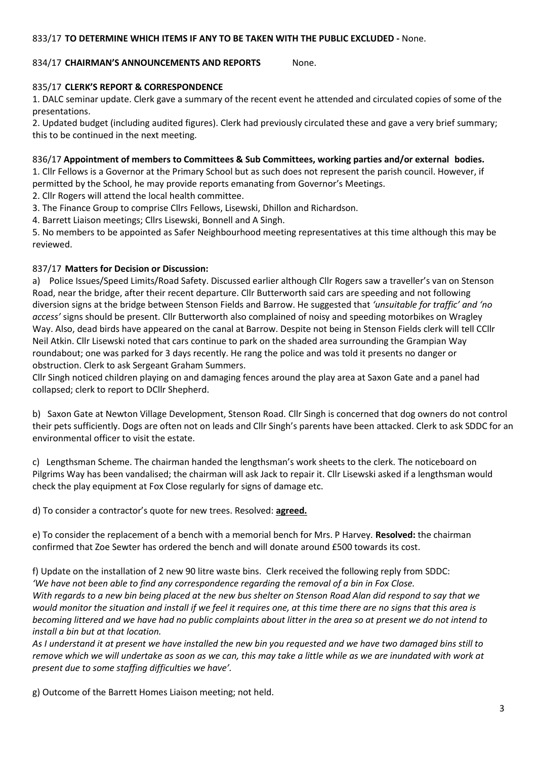833/17 **TO DETERMINE WHICH ITEMS IF ANY TO BE TAKEN WITH THE PUBLIC EXCLUDED -** None.

834/17 **CHAIRMAN'S ANNOUNCEMENTS AND REPORTS** None.

835/17 **CLERK'S REPORT & CORRESPONDENCE**

1. DALC seminar update. Clerk gave a summary of the recent event he attended and circulated copies of some of the presentations.
2. Updated budget (including audited figures). Clerk had previously circulated these and gave a very brief summary; this to be continued in the next meeting.

836/17 **Appointment of members to Committees & Sub Committees, working parties and/or external bodies.**

1. Cllr Fellows is a Governor at the Primary School but as such does not represent the parish council. However, if permitted by the School, he may provide reports emanating from Governor's Meetings.
2. Cllr Rogers will attend the local health committee.
3. The Finance Group to comprise Cllrs Fellows, Lisewski, Dhillon and Richardson.
4. Barrett Liaison meetings; Cllrs Lisewski, Bonnell and A Singh.
5. No members to be appointed as Safer Neighbourhood meeting representatives at this time although this may be reviewed.

837/17 **Matters for Decision or Discussion:**

a) Police Issues/Speed Limits/Road Safety. Discussed earlier although Cllr Rogers saw a traveller's van on Stenson Road, near the bridge, after their recent departure. Cllr Butterworth said cars are speeding and not following diversion signs at the bridge between Stenson Fields and Barrow. He suggested that *'unsuitable for traffic' and 'no access'* signs should be present. Cllr Butterworth also complained of noisy and speeding motorbikes on Wragley Way. Also, dead birds have appeared on the canal at Barrow. Despite not being in Stenson Fields clerk will tell CCllr Neil Atkin. Cllr Lisewski noted that cars continue to park on the shaded area surrounding the Grampian Way roundabout; one was parked for 3 days recently. He rang the police and was told it presents no danger or obstruction. Clerk to ask Sergeant Graham Summers.

Cllr Singh noticed children playing on and damaging fences around the play area at Saxon Gate and a panel had collapsed; clerk to report to DCllr Shepherd.

b) Saxon Gate at Newton Village Development, Stenson Road. Cllr Singh is concerned that dog owners do not control their pets sufficiently. Dogs are often not on leads and Cllr Singh's parents have been attacked. Clerk to ask SDDC for an environmental officer to visit the estate.

c) Lengthsman Scheme. The chairman handed the lengthsman's work sheets to the clerk. The noticeboard on Pilgrims Way has been vandalised; the chairman will ask Jack to repair it. Cllr Lisewski asked if a lengthsman would check the play equipment at Fox Close regularly for signs of damage etc.

d) To consider a contractor's quote for new trees. Resolved: **agreed.**

e) To consider the replacement of a bench with a memorial bench for Mrs. P Harvey. **Resolved:** the chairman confirmed that Zoe Sewter has ordered the bench and will donate around £500 towards its cost.

f) Update on the installation of 2 new 90 litre waste bins. Clerk received the following reply from SDDC:
*'We have not been able to find any correspondence regarding the removal of a bin in Fox Close.*
*With regards to a new bin being placed at the new bus shelter on Stenson Road Alan did respond to say that we would monitor the situation and install if we feel it requires one, at this time there are no signs that this area is becoming littered and we have had no public complaints about litter in the area so at present we do not intend to install a bin but at that location.*
*As I understand it at present we have installed the new bin you requested and we have two damaged bins still to remove which we will undertake as soon as we can, this may take a little while as we are inundated with work at present due to some staffing difficulties we have'.*

g) Outcome of the Barrett Homes Liaison meeting; not held.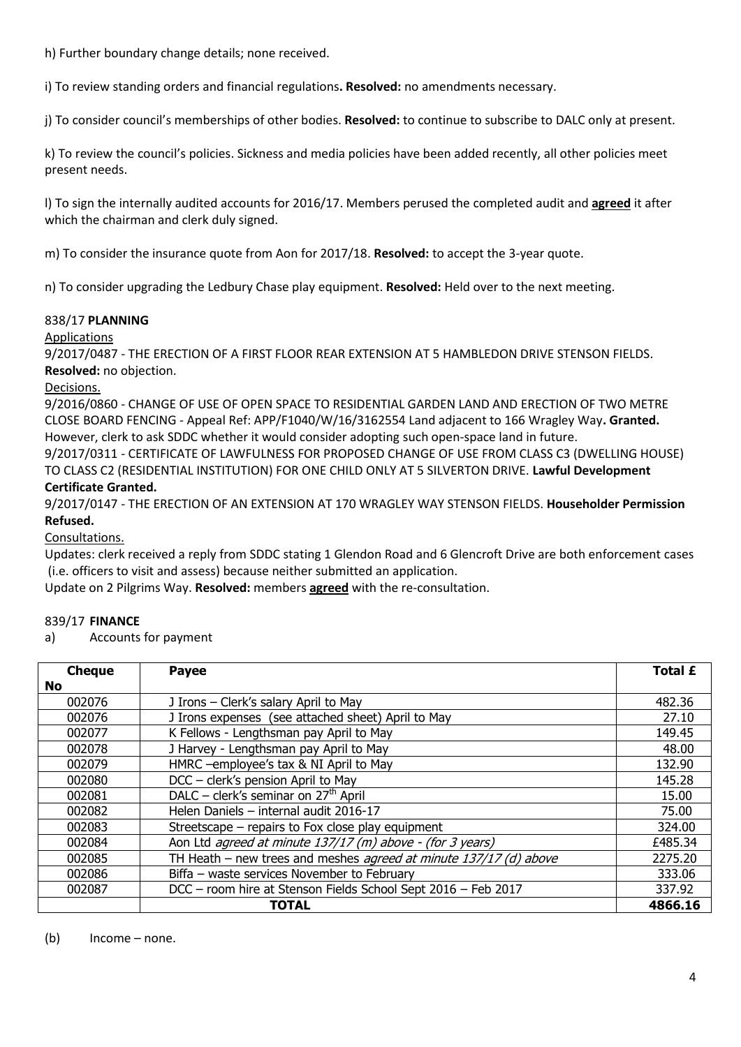h) Further boundary change details; none received.

i) To review standing orders and financial regulations**. Resolved:** no amendments necessary.

j) To consider council's memberships of other bodies. **Resolved:** to continue to subscribe to DALC only at present.

k) To review the council's policies. Sickness and media policies have been added recently, all other policies meet present needs.

l) To sign the internally audited accounts for 2016/17. Members perused the completed audit and **agreed** it after which the chairman and clerk duly signed.

m) To consider the insurance quote from Aon for 2017/18. **Resolved:** to accept the 3-year quote.

n) To consider upgrading the Ledbury Chase play equipment. **Resolved:** Held over to the next meeting.

838/17 **PLANNING**

Applications

9/2017/0487 - THE ERECTION OF A FIRST FLOOR REAR EXTENSION AT 5 HAMBLEDON DRIVE STENSON FIELDS. **Resolved:** no objection.

Decisions.

9/2016/0860 - CHANGE OF USE OF OPEN SPACE TO RESIDENTIAL GARDEN LAND AND ERECTION OF TWO METRE CLOSE BOARD FENCING - Appeal Ref: APP/F1040/W/16/3162554 Land adjacent to 166 Wragley Way**. Granted.** However, clerk to ask SDDC whether it would consider adopting such open-space land in future.

9/2017/0311 - CERTIFICATE OF LAWFULNESS FOR PROPOSED CHANGE OF USE FROM CLASS C3 (DWELLING HOUSE) TO CLASS C2 (RESIDENTIAL INSTITUTION) FOR ONE CHILD ONLY AT 5 SILVERTON DRIVE. **Lawful Development Certificate Granted.**

9/2017/0147 - THE ERECTION OF AN EXTENSION AT 170 WRAGLEY WAY STENSON FIELDS. **Householder Permission Refused.**

Consultations.

Updates: clerk received a reply from SDDC stating 1 Glendon Road and 6 Glencroft Drive are both enforcement cases (i.e. officers to visit and assess) because neither submitted an application.

Update on 2 Pilgrims Way. **Resolved:** members **agreed** with the re-consultation.

839/17 **FINANCE**

a) Accounts for payment

| Cheque No | Payee | Total £ |
|---|---|---|
| 002076 | J Irons – Clerk's salary April to May | 482.36 |
| 002076 | J Irons expenses (see attached sheet) April to May | 27.10 |
| 002077 | K Fellows - Lengthsman pay April to May | 149.45 |
| 002078 | J Harvey - Lengthsman pay April to May | 48.00 |
| 002079 | HMRC –employee's tax & NI April to May | 132.90 |
| 002080 | DCC – clerk's pension April to May | 145.28 |
| 002081 | DALC – clerk's seminar on 27th April | 15.00 |
| 002082 | Helen Daniels – internal audit 2016-17 | 75.00 |
| 002083 | Streetscape – repairs to Fox close play equipment | 324.00 |
| 002084 | Aon Ltd *agreed at minute 137/17 (m) above - (for 3 years)* | £485.34 |
| 002085 | TH Heath – new trees and meshes *agreed at minute 137/17 (d) above* | 2275.20 |
| 002086 | Biffa – waste services November to February | 333.06 |
| 002087 | DCC – room hire at Stenson Fields School Sept 2016 – Feb 2017 | 337.92 |
| | **TOTAL** | **4866.16** |

(b) Income – none.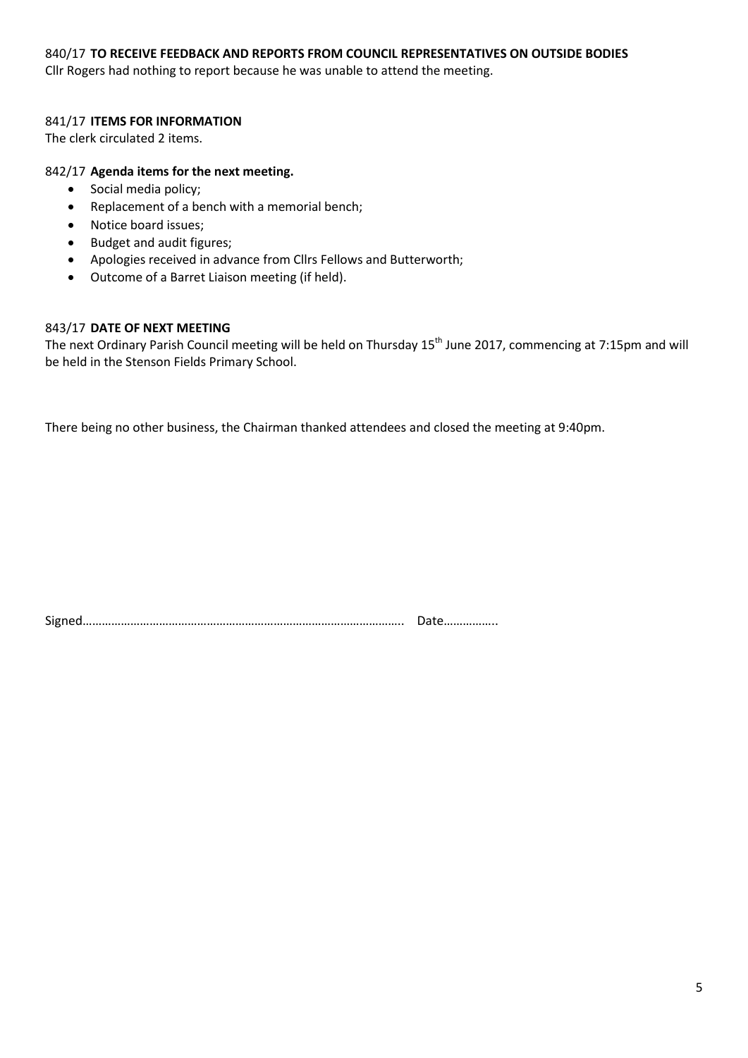840/17 **TO RECEIVE FEEDBACK AND REPORTS FROM COUNCIL REPRESENTATIVES ON OUTSIDE BODIES**
Cllr Rogers had nothing to report because he was unable to attend the meeting.

841/17 **ITEMS FOR INFORMATION**
The clerk circulated 2 items.

842/17 **Agenda items for the next meeting.**

- Social media policy;
- Replacement of a bench with a memorial bench;
- Notice board issues;
- Budget and audit figures;
- Apologies received in advance from Cllrs Fellows and Butterworth;
- Outcome of a Barret Liaison meeting (if held).

843/17 **DATE OF NEXT MEETING**
The next Ordinary Parish Council meeting will be held on Thursday 15th June 2017, commencing at 7:15pm and will be held in the Stenson Fields Primary School.

There being no other business, the Chairman thanked attendees and closed the meeting at 9:40pm.

Signed……………………………………………………………………………………. Date……………..